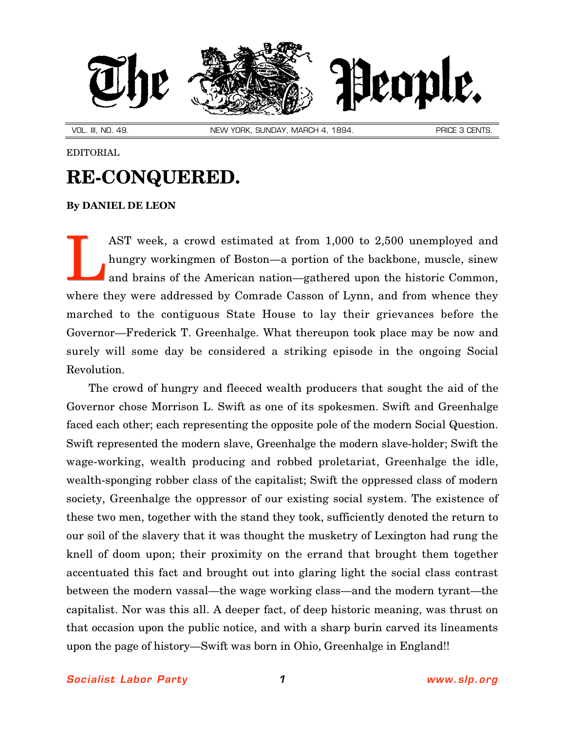# The People.

VOL. III, NO. 49. NEW YORK, SUNDAY, MARCH 4, 1894. PRICE 3 CENTS.

EDITORIAL

## RE-CONQUERED.

**By DANIEL DE LEON**

LAST week, a crowd estimated at from 1,000 to 2,500 unemployed and hungry workingmen of Boston—a portion of the backbone, muscle, sinew and brains of the American nation—gathered upon the historic Common, where they were addressed by Comrade Casson of Lynn, and from whence they marched to the contiguous State House to lay their grievances before the Governor—Frederick T. Greenhalge. What thereupon took place may be now and surely will some day be considered a striking episode in the ongoing Social Revolution.

The crowd of hungry and fleeced wealth producers that sought the aid of the Governor chose Morrison L. Swift as one of its spokesmen. Swift and Greenhalge faced each other; each representing the opposite pole of the modern Social Question. Swift represented the modern slave, Greenhalge the modern slave-holder; Swift the wage-working, wealth producing and robbed proletariat, Greenhalge the idle, wealth-sponging robber class of the capitalist; Swift the oppressed class of modern society, Greenhalge the oppressor of our existing social system. The existence of these two men, together with the stand they took, sufficiently denoted the return to our soil of the slavery that it was thought the musketry of Lexington had rung the knell of doom upon; their proximity on the errand that brought them together accentuated this fact and brought out into glaring light the social class contrast between the modern vassal—the wage working class—and the modern tyrant—the capitalist. Nor was this all. A deeper fact, of deep historic meaning, was thrust on that occasion upon the public notice, and with a sharp burin carved its lineaments upon the page of history—Swift was born in Ohio, Greenhalge in England!!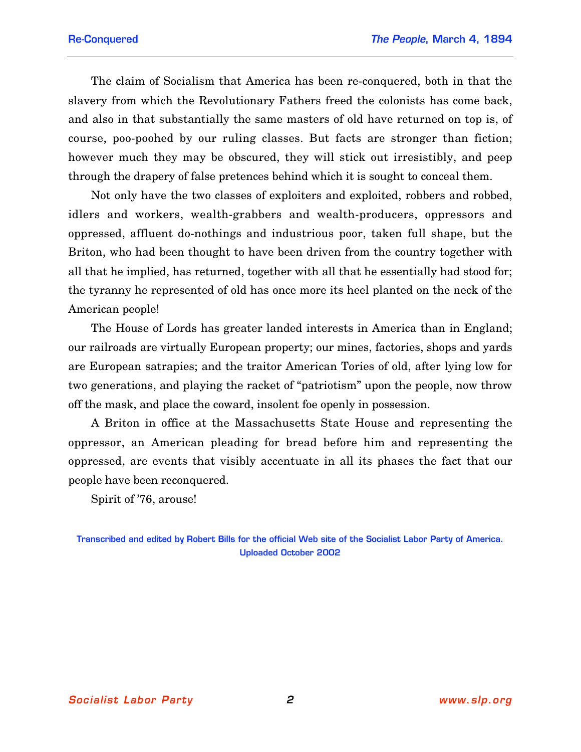The claim of Socialism that America has been re-conquered, both in that the slavery from which the Revolutionary Fathers freed the colonists has come back, and also in that substantially the same masters of old have returned on top is, of course, poo-poohed by our ruling classes. But facts are stronger than fiction; however much they may be obscured, they will stick out irresistibly, and peep through the drapery of false pretences behind which it is sought to conceal them.

Not only have the two classes of exploiters and exploited, robbers and robbed, idlers and workers, wealth-grabbers and wealth-producers, oppressors and oppressed, affluent do-nothings and industrious poor, taken full shape, but the Briton, who had been thought to have been driven from the country together with all that he implied, has returned, together with all that he essentially had stood for; the tyranny he represented of old has once more its heel planted on the neck of the American people!

The House of Lords has greater landed interests in America than in England; our railroads are virtually European property; our mines, factories, shops and yards are European satrapies; and the traitor American Tories of old, after lying low for two generations, and playing the racket of "patriotism" upon the people, now throw off the mask, and place the coward, insolent foe openly in possession.

A Briton in office at the Massachusetts State House and representing the oppressor, an American pleading for bread before him and representing the oppressed, are events that visibly accentuate in all its phases the fact that our people have been reconquered.

Spirit of '76, arouse!

Transcribed and edited by Robert Bills for the official Web site of the Socialist Labor Party of America.
Uploaded October 2002